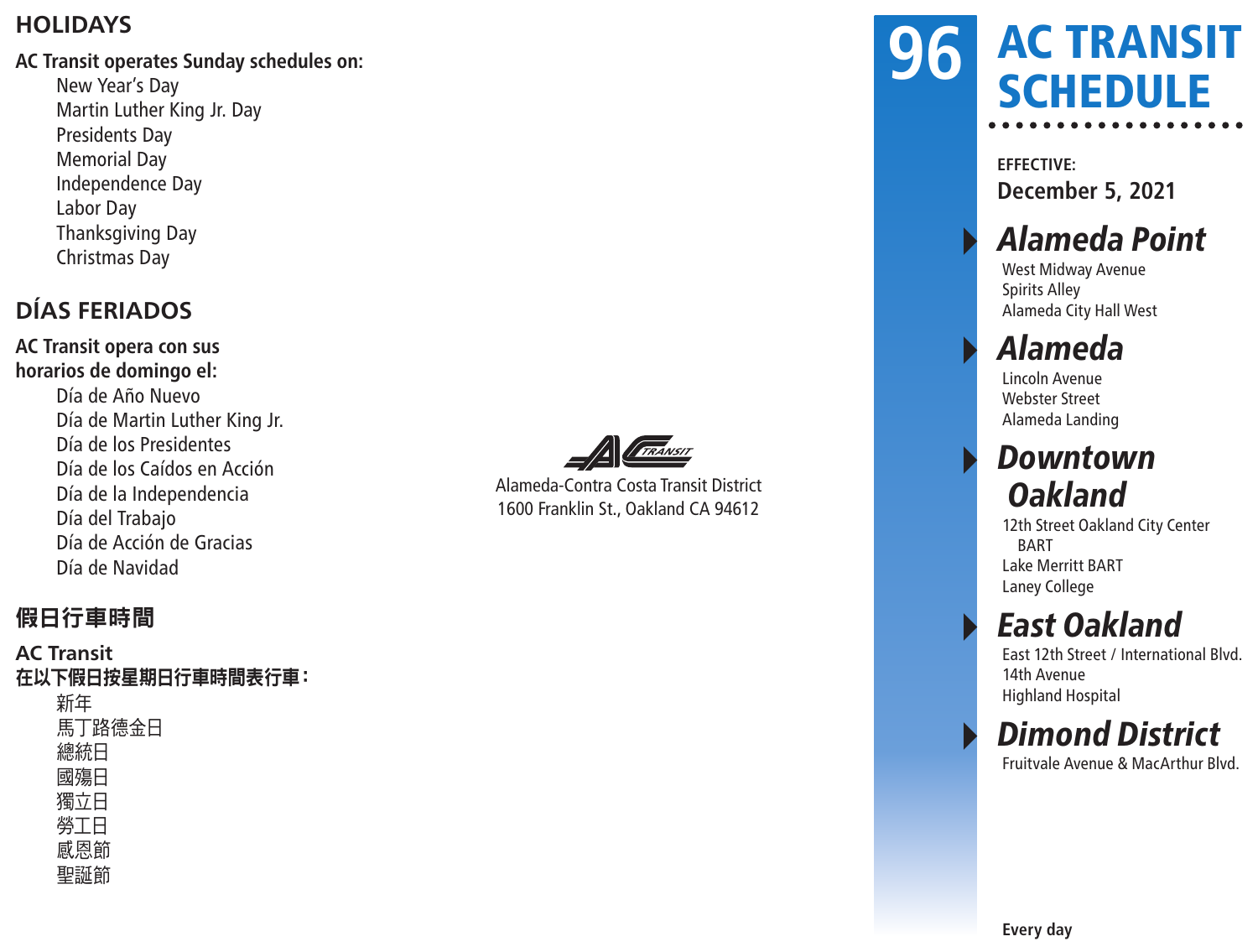## HOLIDAYS

**AC Transit operates Sunday schedules on:**

- New Year's Day
- Martin Luther King Jr. Day
- Presidents Day
- Memorial Day
- Independence Day
- Labor Day
- Thanksgiving Day
- Christmas Day

## DÍAS FERIADOS

**AC Transit opera con sus horarios de domingo el:**

- Día de Año Nuevo
- Día de Martin Luther King Jr.
- Día de los Presidentes
- Día de los Caídos en Acción
- Día de la Independencia
- Día del Trabajo
- Día de Acción de Gracias
- Día de Navidad

## 假日行車時間

**AC Transit 在以下假日按星期日行車時間表行車：**

- 新年
- 馬丁路德金日
- 總統日
- 國殤日
- 獨立日
- 勞工日
- 感恩節
- 聖誕節

Alameda-Contra Costa Transit District
1600 Franklin St., Oakland CA 94612

# 96 AC TRANSIT SCHEDULE

**EFFECTIVE:**
**December 5, 2021**

### *Alameda Point*
West Midway Avenue
Spirits Alley
Alameda City Hall West

### *Alameda*
Lincoln Avenue
Webster Street
Alameda Landing

### *Downtown Oakland*
12th Street Oakland City Center BART
Lake Merritt BART
Laney College

### *East Oakland*
East 12th Street / International Blvd.
14th Avenue
Highland Hospital

### *Dimond District*
Fruitvale Avenue & MacArthur Blvd.

**Every day**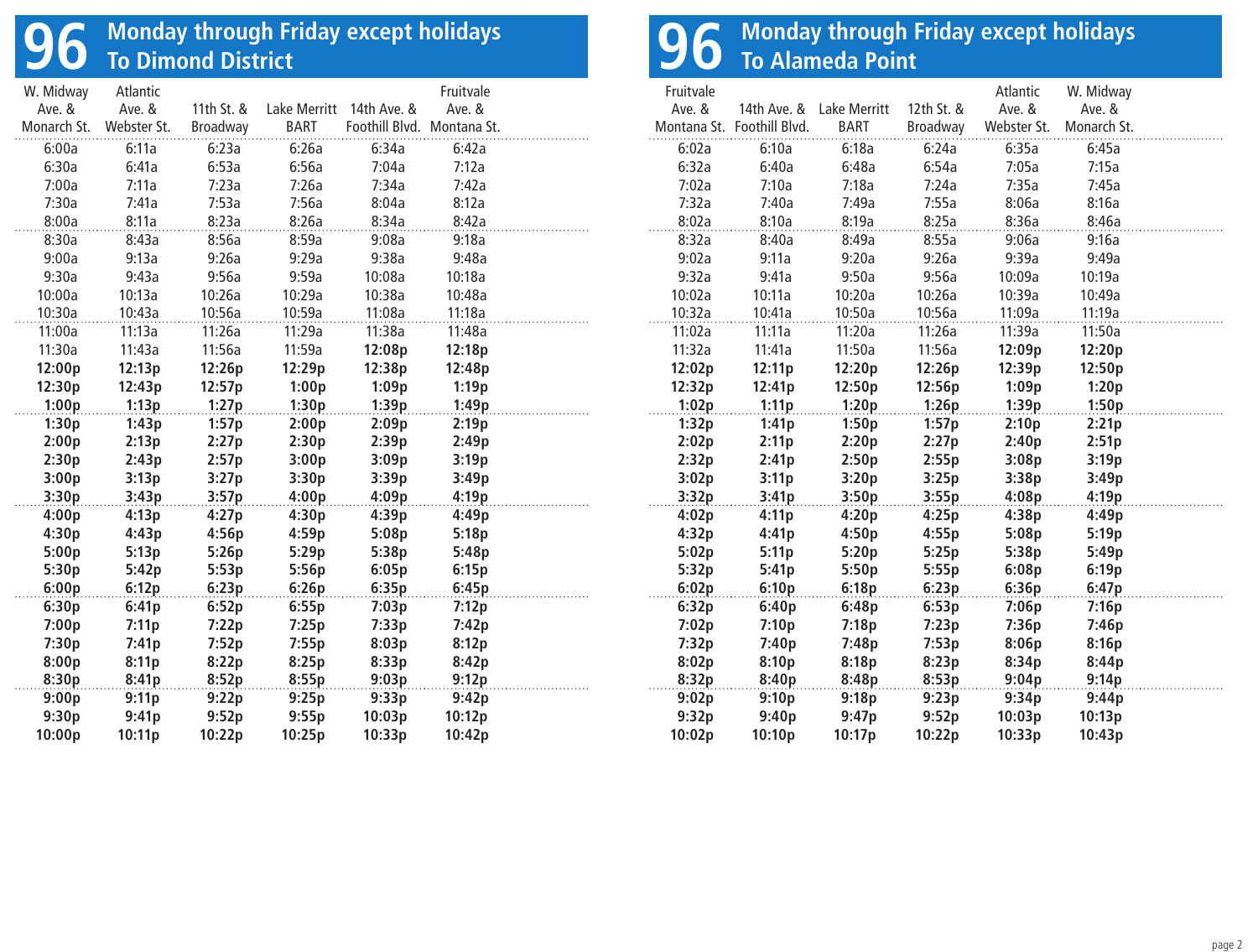# 96 Monday through Friday except holidays To Dimond District

| W. Midway Ave. & Monarch St. | Atlantic Ave. & Webster St. | 11th St. & Broadway | Lake Merritt BART | 14th Ave. & Foothill Blvd. | Fruitvale Ave. & Montana St. |
|---|---|---|---|---|---|
| 6:00a | 6:11a | 6:23a | 6:26a | 6:34a | 6:42a |
| 6:30a | 6:41a | 6:53a | 6:56a | 7:04a | 7:12a |
| 7:00a | 7:11a | 7:23a | 7:26a | 7:34a | 7:42a |
| 7:30a | 7:41a | 7:53a | 7:56a | 8:04a | 8:12a |
| 8:00a | 8:11a | 8:23a | 8:26a | 8:34a | 8:42a |
| 8:30a | 8:43a | 8:56a | 8:59a | 9:08a | 9:18a |
| 9:00a | 9:13a | 9:26a | 9:29a | 9:38a | 9:48a |
| 9:30a | 9:43a | 9:56a | 9:59a | 10:08a | 10:18a |
| 10:00a | 10:13a | 10:26a | 10:29a | 10:38a | 10:48a |
| 10:30a | 10:43a | 10:56a | 10:59a | 11:08a | 11:18a |
| 11:00a | 11:13a | 11:26a | 11:29a | 11:38a | 11:48a |
| 11:30a | 11:43a | 11:56a | 11:59a | **12:08p** | **12:18p** |
| **12:00p** | **12:13p** | **12:26p** | **12:29p** | **12:38p** | **12:48p** |
| **12:30p** | **12:43p** | **12:57p** | **1:00p** | **1:09p** | **1:19p** |
| **1:00p** | **1:13p** | **1:27p** | **1:30p** | **1:39p** | **1:49p** |
| **1:30p** | **1:43p** | **1:57p** | **2:00p** | **2:09p** | **2:19p** |
| **2:00p** | **2:13p** | **2:27p** | **2:30p** | **2:39p** | **2:49p** |
| **2:30p** | **2:43p** | **2:57p** | **3:00p** | **3:09p** | **3:19p** |
| **3:00p** | **3:13p** | **3:27p** | **3:30p** | **3:39p** | **3:49p** |
| **3:30p** | **3:43p** | **3:57p** | **4:00p** | **4:09p** | **4:19p** |
| **4:00p** | **4:13p** | **4:27p** | **4:30p** | **4:39p** | **4:49p** |
| **4:30p** | **4:43p** | **4:56p** | **4:59p** | **5:08p** | **5:18p** |
| **5:00p** | **5:13p** | **5:26p** | **5:29p** | **5:38p** | **5:48p** |
| **5:30p** | **5:42p** | **5:53p** | **5:56p** | **6:05p** | **6:15p** |
| **6:00p** | **6:12p** | **6:23p** | **6:26p** | **6:35p** | **6:45p** |
| **6:30p** | **6:41p** | **6:52p** | **6:55p** | **7:03p** | **7:12p** |
| **7:00p** | **7:11p** | **7:22p** | **7:25p** | **7:33p** | **7:42p** |
| **7:30p** | **7:41p** | **7:52p** | **7:55p** | **8:03p** | **8:12p** |
| **8:00p** | **8:11p** | **8:22p** | **8:25p** | **8:33p** | **8:42p** |
| **8:30p** | **8:41p** | **8:52p** | **8:55p** | **9:03p** | **9:12p** |
| **9:00p** | **9:11p** | **9:22p** | **9:25p** | **9:33p** | **9:42p** |
| **9:30p** | **9:41p** | **9:52p** | **9:55p** | **10:03p** | **10:12p** |
| **10:00p** | **10:11p** | **10:22p** | **10:25p** | **10:33p** | **10:42p** |

# 96 Monday through Friday except holidays To Alameda Point

| Fruitvale Ave. & Montana St. | 14th Ave. & Foothill Blvd. | Lake Merritt BART | 12th St. & Broadway | Atlantic Ave. & Webster St. | W. Midway Ave. & Monarch St. |
|---|---|---|---|---|---|
| 6:02a | 6:10a | 6:18a | 6:24a | 6:35a | 6:45a |
| 6:32a | 6:40a | 6:48a | 6:54a | 7:05a | 7:15a |
| 7:02a | 7:10a | 7:18a | 7:24a | 7:35a | 7:45a |
| 7:32a | 7:40a | 7:49a | 7:55a | 8:06a | 8:16a |
| 8:02a | 8:10a | 8:19a | 8:25a | 8:36a | 8:46a |
| 8:32a | 8:40a | 8:49a | 8:55a | 9:06a | 9:16a |
| 9:02a | 9:11a | 9:20a | 9:26a | 9:39a | 9:49a |
| 9:32a | 9:41a | 9:50a | 9:56a | 10:09a | 10:19a |
| 10:02a | 10:11a | 10:20a | 10:26a | 10:39a | 10:49a |
| 10:32a | 10:41a | 10:50a | 10:56a | 11:09a | 11:19a |
| 11:02a | 11:11a | 11:20a | 11:26a | 11:39a | 11:50a |
| 11:32a | 11:41a | 11:50a | 11:56a | **12:09p** | **12:20p** |
| **12:02p** | **12:11p** | **12:20p** | **12:26p** | **12:39p** | **12:50p** |
| **12:32p** | **12:41p** | **12:50p** | **12:56p** | **1:09p** | **1:20p** |
| **1:02p** | **1:11p** | **1:20p** | **1:26p** | **1:39p** | **1:50p** |
| **1:32p** | **1:41p** | **1:50p** | **1:57p** | **2:10p** | **2:21p** |
| **2:02p** | **2:11p** | **2:20p** | **2:27p** | **2:40p** | **2:51p** |
| **2:32p** | **2:41p** | **2:50p** | **2:55p** | **3:08p** | **3:19p** |
| **3:02p** | **3:11p** | **3:20p** | **3:25p** | **3:38p** | **3:49p** |
| **3:32p** | **3:41p** | **3:50p** | **3:55p** | **4:08p** | **4:19p** |
| **4:02p** | **4:11p** | **4:20p** | **4:25p** | **4:38p** | **4:49p** |
| **4:32p** | **4:41p** | **4:50p** | **4:55p** | **5:08p** | **5:19p** |
| **5:02p** | **5:11p** | **5:20p** | **5:25p** | **5:38p** | **5:49p** |
| **5:32p** | **5:41p** | **5:50p** | **5:55p** | **6:08p** | **6:19p** |
| **6:02p** | **6:10p** | **6:18p** | **6:23p** | **6:36p** | **6:47p** |
| **6:32p** | **6:40p** | **6:48p** | **6:53p** | **7:06p** | **7:16p** |
| **7:02p** | **7:10p** | **7:18p** | **7:23p** | **7:36p** | **7:46p** |
| **7:32p** | **7:40p** | **7:48p** | **7:53p** | **8:06p** | **8:16p** |
| **8:02p** | **8:10p** | **8:18p** | **8:23p** | **8:34p** | **8:44p** |
| **8:32p** | **8:40p** | **8:48p** | **8:53p** | **9:04p** | **9:14p** |
| **9:02p** | **9:10p** | **9:18p** | **9:23p** | **9:34p** | **9:44p** |
| **9:32p** | **9:40p** | **9:47p** | **9:52p** | **10:03p** | **10:13p** |
| **10:02p** | **10:10p** | **10:17p** | **10:22p** | **10:33p** | **10:43p** |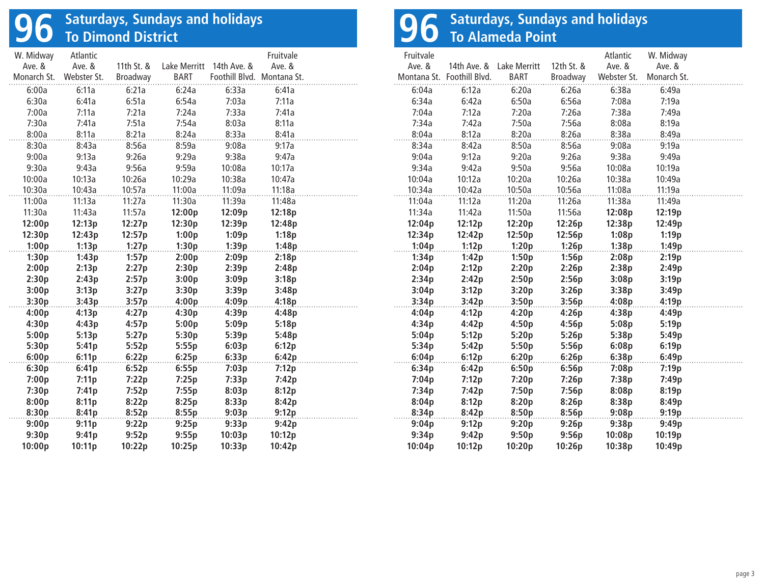# 96 Saturdays, Sundays and holidays To Dimond District

| W. Midway Ave. & Monarch St. | Atlantic Ave. & Webster St. | 11th St. & Broadway | Lake Merritt BART | 14th Ave. & Foothill Blvd. | Fruitvale Ave. & Montana St. |
|---|---|---|---|---|---|
| 6:00a | 6:11a | 6:21a | 6:24a | 6:33a | 6:41a |
| 6:30a | 6:41a | 6:51a | 6:54a | 7:03a | 7:11a |
| 7:00a | 7:11a | 7:21a | 7:24a | 7:33a | 7:41a |
| 7:30a | 7:41a | 7:51a | 7:54a | 8:03a | 8:11a |
| 8:00a | 8:11a | 8:21a | 8:24a | 8:33a | 8:41a |
| 8:30a | 8:43a | 8:56a | 8:59a | 9:08a | 9:17a |
| 9:00a | 9:13a | 9:26a | 9:29a | 9:38a | 9:47a |
| 9:30a | 9:43a | 9:56a | 9:59a | 10:08a | 10:17a |
| 10:00a | 10:13a | 10:26a | 10:29a | 10:38a | 10:47a |
| 10:30a | 10:43a | 10:57a | 11:00a | 11:09a | 11:18a |
| 11:00a | 11:13a | 11:27a | 11:30a | 11:39a | 11:48a |
| 11:30a | 11:43a | 11:57a | **12:00p** | **12:09p** | **12:18p** |
| **12:00p** | **12:13p** | **12:27p** | **12:30p** | **12:39p** | **12:48p** |
| **12:30p** | **12:43p** | **12:57p** | **1:00p** | **1:09p** | **1:18p** |
| **1:00p** | **1:13p** | **1:27p** | **1:30p** | **1:39p** | **1:48p** |
| **1:30p** | **1:43p** | **1:57p** | **2:00p** | **2:09p** | **2:18p** |
| **2:00p** | **2:13p** | **2:27p** | **2:30p** | **2:39p** | **2:48p** |
| **2:30p** | **2:43p** | **2:57p** | **3:00p** | **3:09p** | **3:18p** |
| **3:00p** | **3:13p** | **3:27p** | **3:30p** | **3:39p** | **3:48p** |
| **3:30p** | **3:43p** | **3:57p** | **4:00p** | **4:09p** | **4:18p** |
| **4:00p** | **4:13p** | **4:27p** | **4:30p** | **4:39p** | **4:48p** |
| **4:30p** | **4:43p** | **4:57p** | **5:00p** | **5:09p** | **5:18p** |
| **5:00p** | **5:13p** | **5:27p** | **5:30p** | **5:39p** | **5:48p** |
| **5:30p** | **5:41p** | **5:52p** | **5:55p** | **6:03p** | **6:12p** |
| **6:00p** | **6:11p** | **6:22p** | **6:25p** | **6:33p** | **6:42p** |
| **6:30p** | **6:41p** | **6:52p** | **6:55p** | **7:03p** | **7:12p** |
| **7:00p** | **7:11p** | **7:22p** | **7:25p** | **7:33p** | **7:42p** |
| **7:30p** | **7:41p** | **7:52p** | **7:55p** | **8:03p** | **8:12p** |
| **8:00p** | **8:11p** | **8:22p** | **8:25p** | **8:33p** | **8:42p** |
| **8:30p** | **8:41p** | **8:52p** | **8:55p** | **9:03p** | **9:12p** |
| **9:00p** | **9:11p** | **9:22p** | **9:25p** | **9:33p** | **9:42p** |
| **9:30p** | **9:41p** | **9:52p** | **9:55p** | **10:03p** | **10:12p** |
| **10:00p** | **10:11p** | **10:22p** | **10:25p** | **10:33p** | **10:42p** |

# 96 Saturdays, Sundays and holidays To Alameda Point

| Fruitvale Ave. & Montana St. | 14th Ave. & Foothill Blvd. | Lake Merritt BART | 12th St. & Broadway | Atlantic Ave. & Webster St. | W. Midway Ave. & Monarch St. |
|---|---|---|---|---|---|
| 6:04a | 6:12a | 6:20a | 6:26a | 6:38a | 6:49a |
| 6:34a | 6:42a | 6:50a | 6:56a | 7:08a | 7:19a |
| 7:04a | 7:12a | 7:20a | 7:26a | 7:38a | 7:49a |
| 7:34a | 7:42a | 7:50a | 7:56a | 8:08a | 8:19a |
| 8:04a | 8:12a | 8:20a | 8:26a | 8:38a | 8:49a |
| 8:34a | 8:42a | 8:50a | 8:56a | 9:08a | 9:19a |
| 9:04a | 9:12a | 9:20a | 9:26a | 9:38a | 9:49a |
| 9:34a | 9:42a | 9:50a | 9:56a | 10:08a | 10:19a |
| 10:04a | 10:12a | 10:20a | 10:26a | 10:38a | 10:49a |
| 10:34a | 10:42a | 10:50a | 10:56a | 11:08a | 11:19a |
| 11:04a | 11:12a | 11:20a | 11:26a | 11:38a | 11:49a |
| 11:34a | 11:42a | 11:50a | 11:56a | **12:08p** | **12:19p** |
| **12:04p** | **12:12p** | **12:20p** | **12:26p** | **12:38p** | **12:49p** |
| **12:34p** | **12:42p** | **12:50p** | **12:56p** | **1:08p** | **1:19p** |
| **1:04p** | **1:12p** | **1:20p** | **1:26p** | **1:38p** | **1:49p** |
| **1:34p** | **1:42p** | **1:50p** | **1:56p** | **2:08p** | **2:19p** |
| **2:04p** | **2:12p** | **2:20p** | **2:26p** | **2:38p** | **2:49p** |
| **2:34p** | **2:42p** | **2:50p** | **2:56p** | **3:08p** | **3:19p** |
| **3:04p** | **3:12p** | **3:20p** | **3:26p** | **3:38p** | **3:49p** |
| **3:34p** | **3:42p** | **3:50p** | **3:56p** | **4:08p** | **4:19p** |
| **4:04p** | **4:12p** | **4:20p** | **4:26p** | **4:38p** | **4:49p** |
| **4:34p** | **4:42p** | **4:50p** | **4:56p** | **5:08p** | **5:19p** |
| **5:04p** | **5:12p** | **5:20p** | **5:26p** | **5:38p** | **5:49p** |
| **5:34p** | **5:42p** | **5:50p** | **5:56p** | **6:08p** | **6:19p** |
| **6:04p** | **6:12p** | **6:20p** | **6:26p** | **6:38p** | **6:49p** |
| **6:34p** | **6:42p** | **6:50p** | **6:56p** | **7:08p** | **7:19p** |
| **7:04p** | **7:12p** | **7:20p** | **7:26p** | **7:38p** | **7:49p** |
| **7:34p** | **7:42p** | **7:50p** | **7:56p** | **8:08p** | **8:19p** |
| **8:04p** | **8:12p** | **8:20p** | **8:26p** | **8:38p** | **8:49p** |
| **8:34p** | **8:42p** | **8:50p** | **8:56p** | **9:08p** | **9:19p** |
| **9:04p** | **9:12p** | **9:20p** | **9:26p** | **9:38p** | **9:49p** |
| **9:34p** | **9:42p** | **9:50p** | **9:56p** | **10:08p** | **10:19p** |
| **10:04p** | **10:12p** | **10:20p** | **10:26p** | **10:38p** | **10:49p** |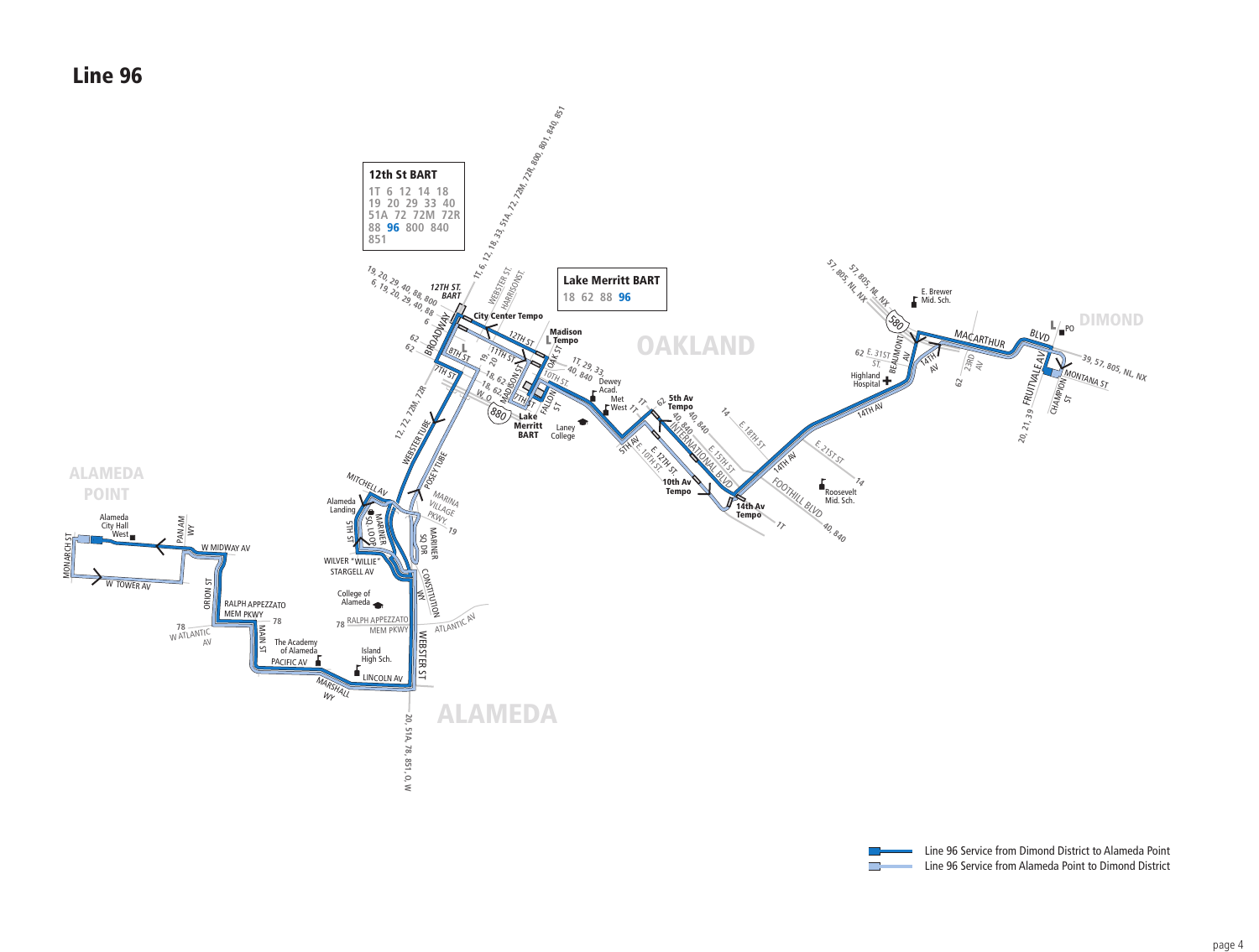# Line 96

**12th St BART**

1T 6 12 14 18
19 20 29 33 40
51A 72 72M 72R
88 **96** 800 840
851

**Lake Merritt BART**

18 62 88 **96**

OAKLAND

ALAMEDA POINT

ALAMEDA

DIMOND

City Center Tempo

Madison Tempo

5th Av Tempo

10th Av Tempo

14th Av Tempo

Lake Merritt BART

12TH ST. BART

Alameda City Hall West

Alameda Landing

College of Alameda

The Academy of Alameda

Island High Sch.

Laney College

Dewey Acad.

Met West

E. Brewer Mid. Sch.

Highland Hospital

Roosevelt Mid. Sch.

PO

1T, 6, 12, 18, 33, 51A, 72, 72M, 72R, 800, 801, 840, 851

19, 20, 29, 40, 88, 800

6, 19, 20, 29, 40, 88

6

62

62

12, 72, 72M, 72R

19, 20

18, 62

18, 62

1T, 29, 33, 40, 840

1T

1T

62

40, 840

40, 840

14

14

1T

40, 840

62

62

57, 805, NL, NX

57, 805, NL, NX

39, 57, 805, NL, NX

20, 21, 39

19

78

78

78

20, 51A, 78, 851, O, W

W. O

880

580

BROADWAY

WEBSTER ST.

HARRISON ST.

12TH ST

11TH ST

8TH ST

7TH ST

MADISON ST

OAK ST

10TH ST.

7TH ST

FALLON ST

5TH AV

E. 10TH ST.

E. 12TH ST.

INTERNATIONAL BLVD

E. 15TH ST

E. 18TH ST

14TH AV

FOOTHILL BLVD

E. 21ST ST

E. 31ST ST.

BEAUMONT AV

14TH AV

23RD AV

MACARTHUR BLVD

FRUITVALE AV

MONTANA ST

CHAMPION ST

WEBSTER TUBE

POSEY TUBE

MITCHELL AV

MARINA VILLAGE PKWY

5TH ST

MARINER SQ LOOP

MARINER SQ DR

WILVER "WILLIE" STARGELL AV

CONSTITUTION WY

RALPH APPEZZATO MEM PKWY

ATLANTIC AV

WEBSTER ST

LINCOLN AV

MARSHALL WY

PACIFIC AV

MAIN ST

W ATLANTIC AV

RALPH APPEZZATO MEM PKWY

ORION ST

W MIDWAY AV

PAN AM WY

W TOWER AV

MONARCH ST

Line 96 Service from Dimond District to Alameda Point

Line 96 Service from Alameda Point to Dimond District